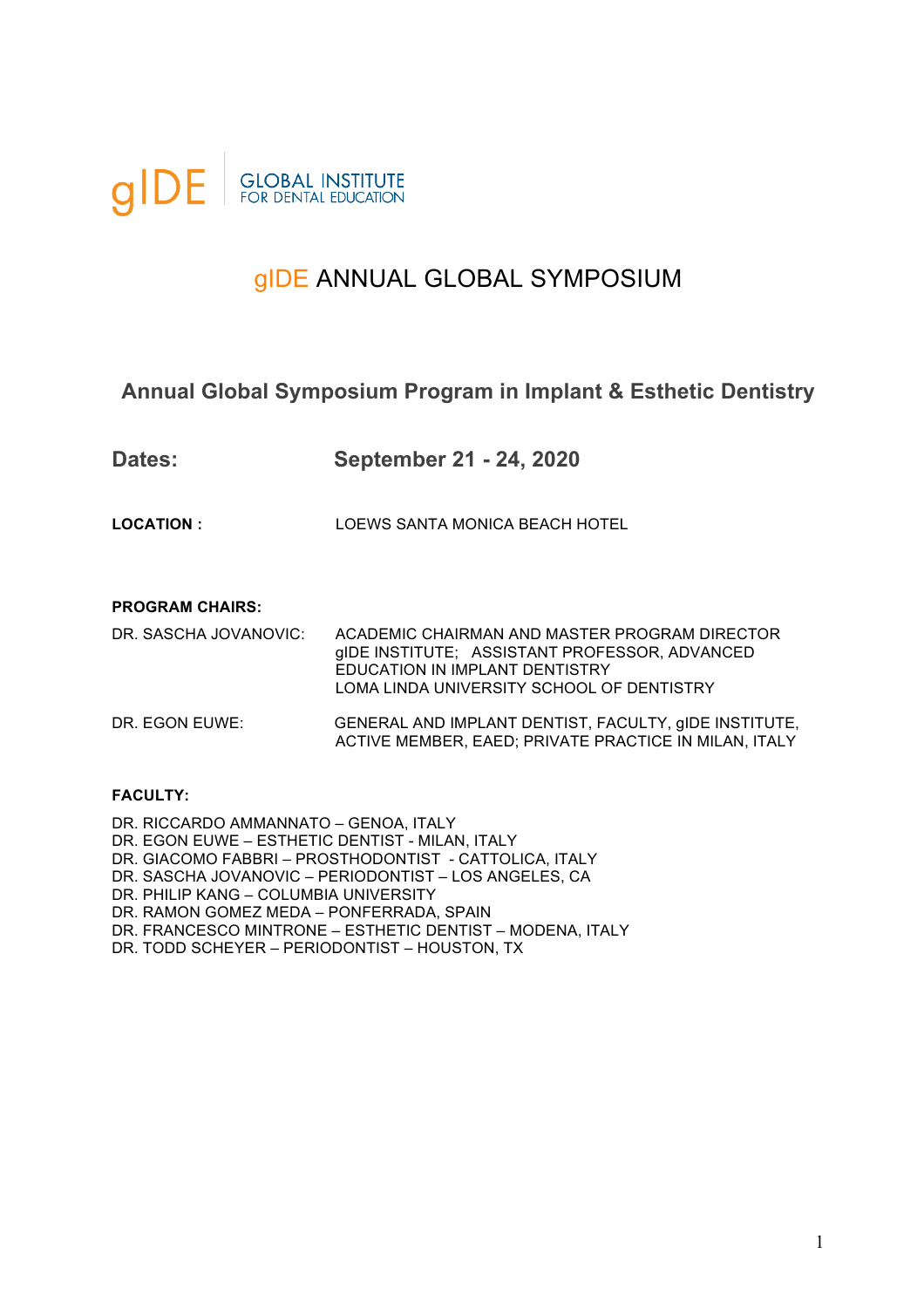gIDE GLOBAL INSTITUTE FOR DENTAL EDUCATION

# gIDE ANNUAL GLOBAL SYMPOSIUM

## Annual Global Symposium Program in Implant & Esthetic Dentistry

**Dates:** **September 21 - 24, 2020**

**LOCATION :** LOEWS SANTA MONICA BEACH HOTEL

**PROGRAM CHAIRS:**

DR. SASCHA JOVANOVIC: ACADEMIC CHAIRMAN AND MASTER PROGRAM DIRECTOR gIDE INSTITUTE; ASSISTANT PROFESSOR, ADVANCED EDUCATION IN IMPLANT DENTISTRY LOMA LINDA UNIVERSITY SCHOOL OF DENTISTRY

DR. EGON EUWE: GENERAL AND IMPLANT DENTIST, FACULTY, gIDE INSTITUTE, ACTIVE MEMBER, EAED; PRIVATE PRACTICE IN MILAN, ITALY

**FACULTY:**

DR. RICCARDO AMMANNATO – GENOA, ITALY  
DR. EGON EUWE – ESTHETIC DENTIST - MILAN, ITALY  
DR. GIACOMO FABBRI – PROSTHODONTIST - CATTOLICA, ITALY  
DR. SASCHA JOVANOVIC – PERIODONTIST – LOS ANGELES, CA  
DR. PHILIP KANG – COLUMBIA UNIVERSITY  
DR. RAMON GOMEZ MEDA – PONFERRADA, SPAIN  
DR. FRANCESCO MINTRONE – ESTHETIC DENTIST – MODENA, ITALY  
DR. TODD SCHEYER – PERIODONTIST – HOUSTON, TX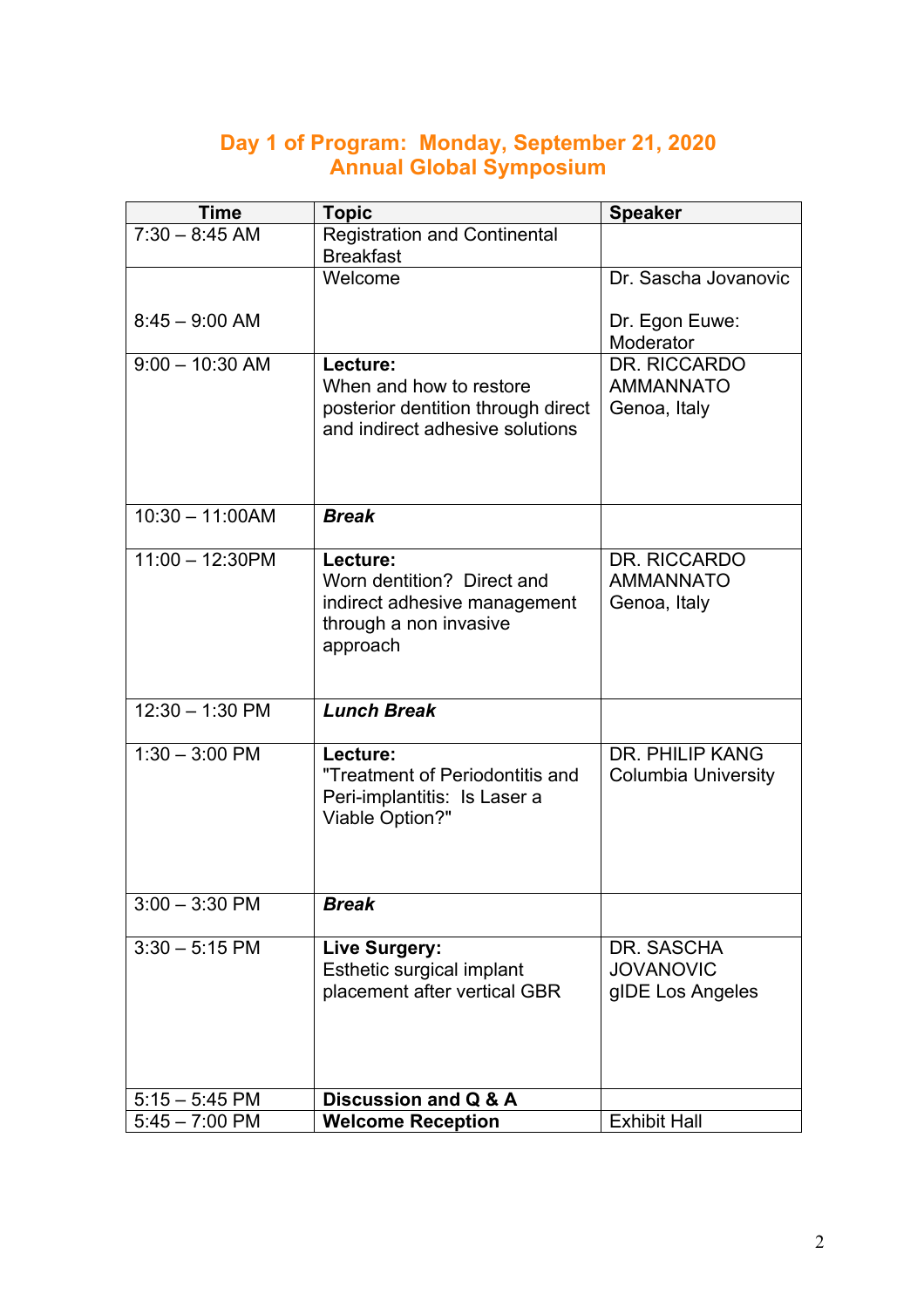## Day 1 of Program: Monday, September 21, 2020
## Annual Global Symposium

| Time | Topic | Speaker |
|---|---|---|
| 7:30 – 8:45 AM | Registration and Continental Breakfast | |
| 8:45 – 9:00 AM | Welcome | Dr. Sascha Jovanovic<br><br>Dr. Egon Euwe: Moderator |
| 9:00 – 10:30 AM | **Lecture:**<br>When and how to restore posterior dentition through direct and indirect adhesive solutions | DR. RICCARDO AMMANNATO<br>Genoa, Italy |
| 10:30 – 11:00AM | ***Break*** | |
| 11:00 – 12:30PM | **Lecture:**<br>Worn dentition? Direct and indirect adhesive management through a non invasive approach | DR. RICCARDO AMMANNATO<br>Genoa, Italy |
| 12:30 – 1:30 PM | ***Lunch Break*** | |
| 1:30 – 3:00 PM | **Lecture:**<br>"Treatment of Periodontitis and Peri-implantitis: Is Laser a Viable Option?" | DR. PHILIP KANG<br>Columbia University |
| 3:00 – 3:30 PM | ***Break*** | |
| 3:30 – 5:15 PM | **Live Surgery:**<br>Esthetic surgical implant placement after vertical GBR | DR. SASCHA JOVANOVIC<br>gIDE Los Angeles |
| 5:15 – 5:45 PM | **Discussion and Q & A** | |
| 5:45 – 7:00 PM | **Welcome Reception** | Exhibit Hall |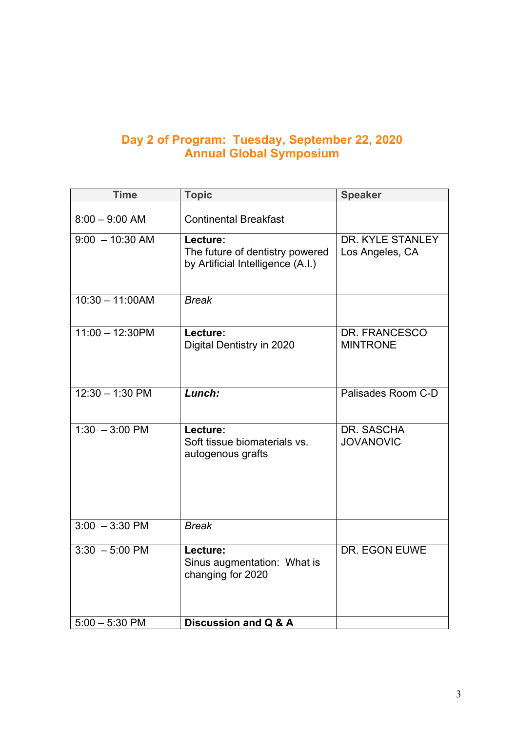## Day 2 of Program: Tuesday, September 22, 2020
## Annual Global Symposium

| Time | Topic | Speaker |
|---|---|---|
| 8:00 – 9:00 AM | Continental Breakfast | |
| 9:00 – 10:30 AM | **Lecture:** The future of dentistry powered by Artificial Intelligence (A.I.) | DR. KYLE STANLEY Los Angeles, CA |
| 10:30 – 11:00AM | *Break* | |
| 11:00 – 12:30PM | **Lecture:** Digital Dentistry in 2020 | DR. FRANCESCO MINTRONE |
| 12:30 – 1:30 PM | ***Lunch:*** | Palisades Room C-D |
| 1:30 – 3:00 PM | **Lecture:** Soft tissue biomaterials vs. autogenous grafts | DR. SASCHA JOVANOVIC |
| 3:00 – 3:30 PM | *Break* | |
| 3:30 – 5:00 PM | **Lecture:** Sinus augmentation: What is changing for 2020 | DR. EGON EUWE |
| 5:00 – 5:30 PM | **Discussion and Q & A** | |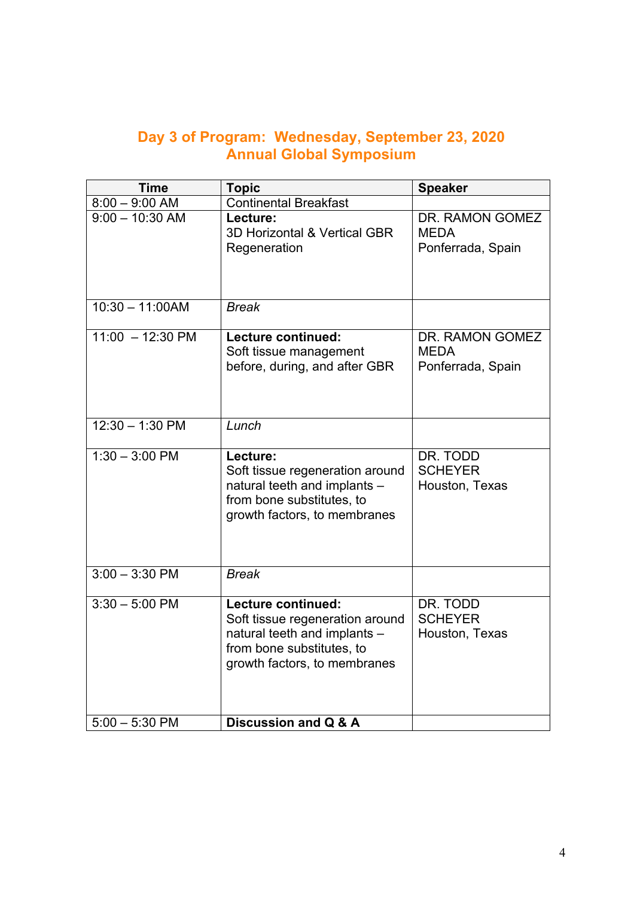## Day 3 of Program: Wednesday, September 23, 2020
## Annual Global Symposium

| Time | Topic | Speaker |
|---|---|---|
| 8:00 – 9:00 AM | Continental Breakfast | |
| 9:00 – 10:30 AM | **Lecture:** 3D Horizontal & Vertical GBR Regeneration | DR. RAMON GOMEZ MEDA Ponferrada, Spain |
| 10:30 – 11:00AM | *Break* | |
| 11:00 – 12:30 PM | **Lecture continued:** Soft tissue management before, during, and after GBR | DR. RAMON GOMEZ MEDA Ponferrada, Spain |
| 12:30 – 1:30 PM | *Lunch* | |
| 1:30 – 3:00 PM | **Lecture:** Soft tissue regeneration around natural teeth and implants – from bone substitutes, to growth factors, to membranes | DR. TODD SCHEYER Houston, Texas |
| 3:00 – 3:30 PM | *Break* | |
| 3:30 – 5:00 PM | **Lecture continued:** Soft tissue regeneration around natural teeth and implants – from bone substitutes, to growth factors, to membranes | DR. TODD SCHEYER Houston, Texas |
| 5:00 – 5:30 PM | **Discussion and Q & A** | |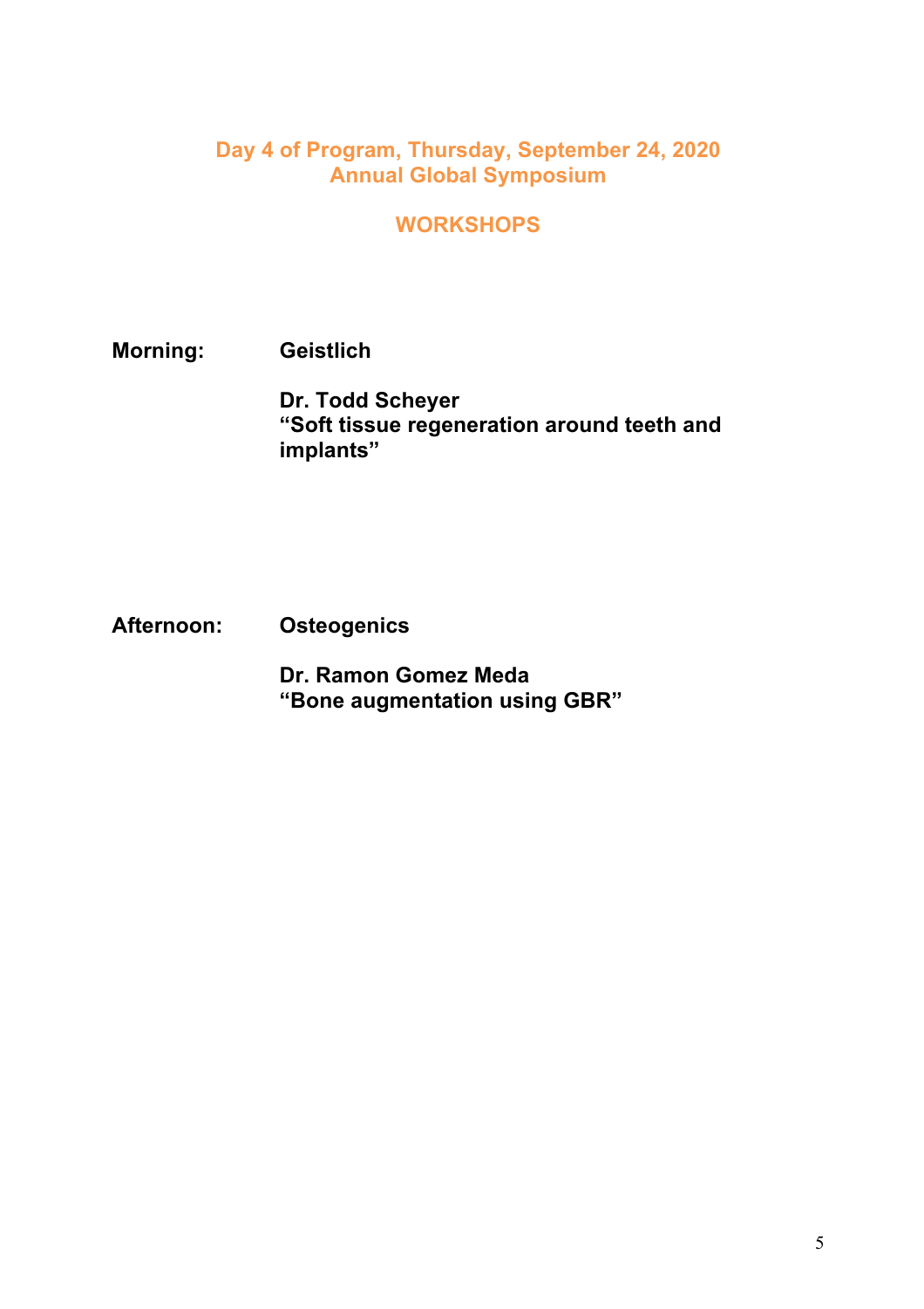## Day 4 of Program, Thursday, September 24, 2020
## Annual Global Symposium

## WORKSHOPS

**Morning:** **Geistlich**

**Dr. Todd Scheyer**
**“Soft tissue regeneration around teeth and implants”**

**Afternoon:** **Osteogenics**

**Dr. Ramon Gomez Meda**
**“Bone augmentation using GBR”**